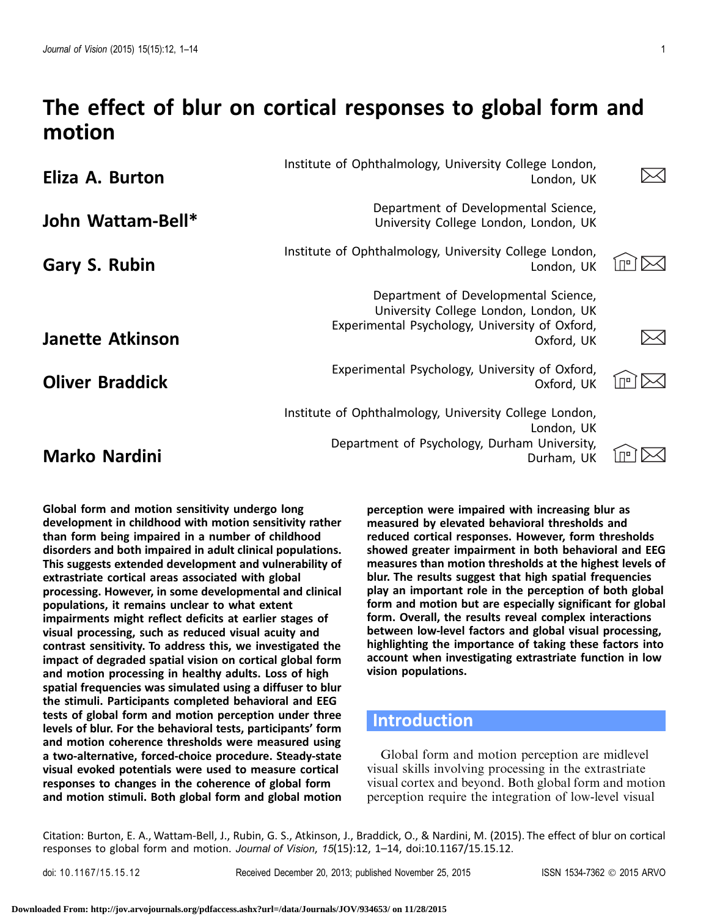# The effect of blur on cortical responses to global form and motion

**Eliza A. Burton** — Institute of Ophthalmology, University College London, London, UK

**John Wattam-Bell*** — Department of Developmental Science, University College London, London, UK

**Gary S. Rubin** — Institute of Ophthalmology, University College London, London, UK

**Janette Atkinson** — Department of Developmental Science, University College London, London, UK; Experimental Psychology, University of Oxford, Oxford, UK

**Oliver Braddick** — Experimental Psychology, University of Oxford, Oxford, UK

**Marko Nardini** — Institute of Ophthalmology, University College London, London, UK; Department of Psychology, Durham University, Durham, UK

**Global form and motion sensitivity undergo long development in childhood with motion sensitivity rather than form being impaired in a number of childhood disorders and both impaired in adult clinical populations. This suggests extended development and vulnerability of extrastriate cortical areas associated with global processing. However, in some developmental and clinical populations, it remains unclear to what extent impairments might reflect deficits at earlier stages of visual processing, such as reduced visual acuity and contrast sensitivity. To address this, we investigated the impact of degraded spatial vision on cortical global form and motion processing in healthy adults. Loss of high spatial frequencies was simulated using a diffuser to blur the stimuli. Participants completed behavioral and EEG tests of global form and motion perception under three levels of blur. For the behavioral tests, participants' form and motion coherence thresholds were measured using a two-alternative, forced-choice procedure. Steady-state visual evoked potentials were used to measure cortical responses to changes in the coherence of global form and motion stimuli. Both global form and global motion perception were impaired with increasing blur as measured by elevated behavioral thresholds and reduced cortical responses. However, form thresholds showed greater impairment in both behavioral and EEG measures than motion thresholds at the highest levels of blur. The results suggest that high spatial frequencies play an important role in the perception of both global form and motion but are especially significant for global form. Overall, the results reveal complex interactions between low-level factors and global visual processing, highlighting the importance of taking these factors into account when investigating extrastriate function in low vision populations.**

## Introduction

Global form and motion perception are midlevel visual skills involving processing in the extrastriate visual cortex and beyond. Both global form and motion perception require the integration of low-level visual

Citation: Burton, E. A., Wattam-Bell, J., Rubin, G. S., Atkinson, J., Braddick, O., & Nardini, M. (2015). The effect of blur on cortical responses to global form and motion. *Journal of Vision*, *15*(15):12, 1–14, doi:10.1167/15.15.12.

doi: 10.1167/15.15.12 Received December 20, 2013; published November 25, 2015 ISSN 1534-7362 © 2015 ARVO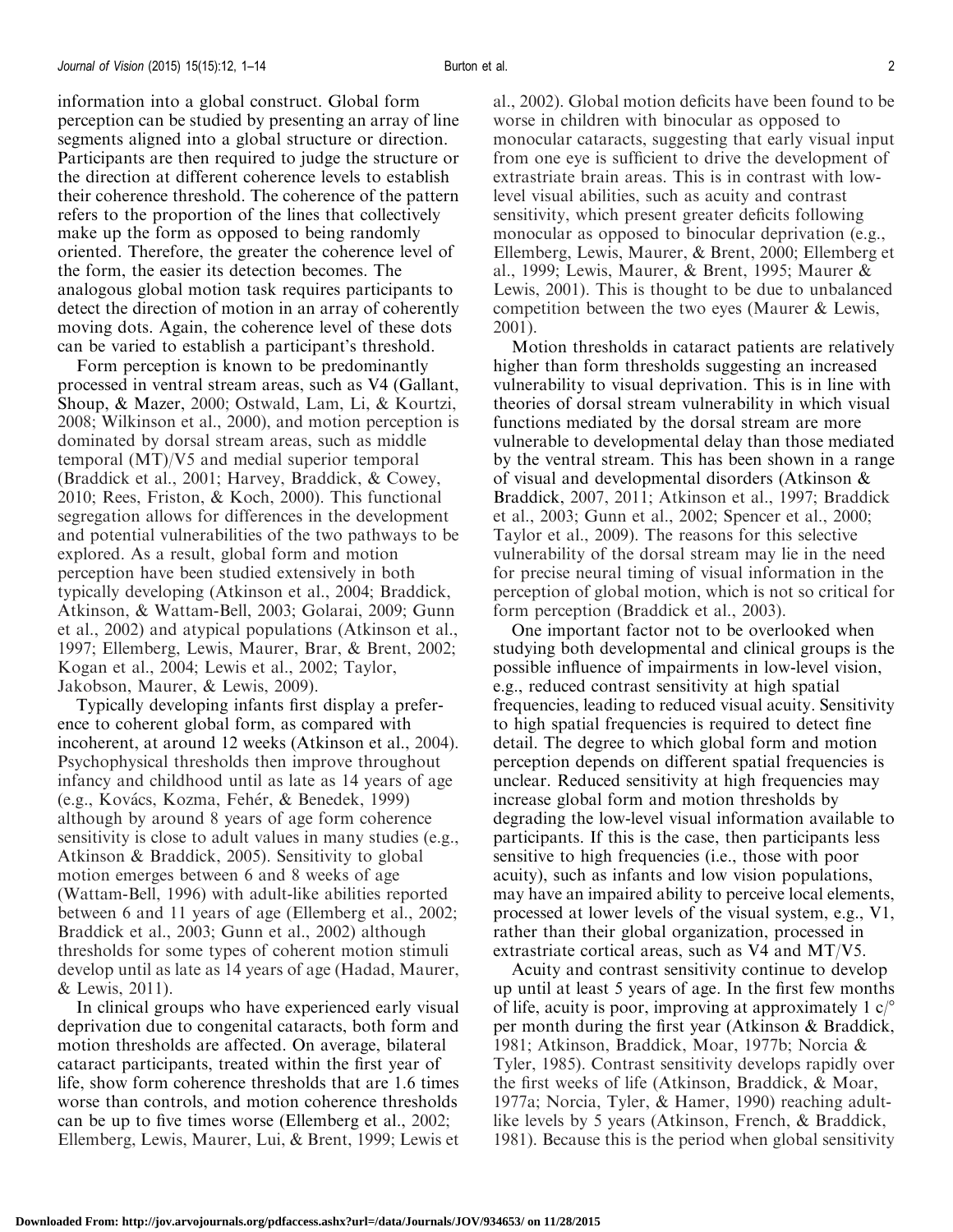information into a global construct. Global form perception can be studied by presenting an array of line segments aligned into a global structure or direction. Participants are then required to judge the structure or the direction at different coherence levels to establish their coherence threshold. The coherence of the pattern refers to the proportion of the lines that collectively make up the form as opposed to being randomly oriented. Therefore, the greater the coherence level of the form, the easier its detection becomes. The analogous global motion task requires participants to detect the direction of motion in an array of coherently moving dots. Again, the coherence level of these dots can be varied to establish a participant's threshold.

Form perception is known to be predominantly processed in ventral stream areas, such as V4 (Gallant, Shoup, & Mazer, 2000; Ostwald, Lam, Li, & Kourtzi, 2008; Wilkinson et al., 2000), and motion perception is dominated by dorsal stream areas, such as middle temporal (MT)/V5 and medial superior temporal (Braddick et al., 2001; Harvey, Braddick, & Cowey, 2010; Rees, Friston, & Koch, 2000). This functional segregation allows for differences in the development and potential vulnerabilities of the two pathways to be explored. As a result, global form and motion perception have been studied extensively in both typically developing (Atkinson et al., 2004; Braddick, Atkinson, & Wattam-Bell, 2003; Golarai, 2009; Gunn et al., 2002) and atypical populations (Atkinson et al., 1997; Ellemberg, Lewis, Maurer, Brar, & Brent, 2002; Kogan et al., 2004; Lewis et al., 2002; Taylor, Jakobson, Maurer, & Lewis, 2009).

Typically developing infants first display a preference to coherent global form, as compared with incoherent, at around 12 weeks (Atkinson et al., 2004). Psychophysical thresholds then improve throughout infancy and childhood until as late as 14 years of age (e.g., Kovács, Kozma, Fehér, & Benedek, 1999) although by around 8 years of age form coherence sensitivity is close to adult values in many studies (e.g., Atkinson & Braddick, 2005). Sensitivity to global motion emerges between 6 and 8 weeks of age (Wattam-Bell, 1996) with adult-like abilities reported between 6 and 11 years of age (Ellemberg et al., 2002; Braddick et al., 2003; Gunn et al., 2002) although thresholds for some types of coherent motion stimuli develop until as late as 14 years of age (Hadad, Maurer, & Lewis, 2011).

In clinical groups who have experienced early visual deprivation due to congenital cataracts, both form and motion thresholds are affected. On average, bilateral cataract participants, treated within the first year of life, show form coherence thresholds that are 1.6 times worse than controls, and motion coherence thresholds can be up to five times worse (Ellemberg et al., 2002; Ellemberg, Lewis, Maurer, Lui, & Brent, 1999; Lewis et al., 2002). Global motion deficits have been found to be worse in children with binocular as opposed to monocular cataracts, suggesting that early visual input from one eye is sufficient to drive the development of extrastriate brain areas. This is in contrast with low-level visual abilities, such as acuity and contrast sensitivity, which present greater deficits following monocular as opposed to binocular deprivation (e.g., Ellemberg, Lewis, Maurer, & Brent, 2000; Ellemberg et al., 1999; Lewis, Maurer, & Brent, 1995; Maurer & Lewis, 2001). This is thought to be due to unbalanced competition between the two eyes (Maurer & Lewis, 2001).

Motion thresholds in cataract patients are relatively higher than form thresholds suggesting an increased vulnerability to visual deprivation. This is in line with theories of dorsal stream vulnerability in which visual functions mediated by the dorsal stream are more vulnerable to developmental delay than those mediated by the ventral stream. This has been shown in a range of visual and developmental disorders (Atkinson & Braddick, 2007, 2011; Atkinson et al., 1997; Braddick et al., 2003; Gunn et al., 2002; Spencer et al., 2000; Taylor et al., 2009). The reasons for this selective vulnerability of the dorsal stream may lie in the need for precise neural timing of visual information in the perception of global motion, which is not so critical for form perception (Braddick et al., 2003).

One important factor not to be overlooked when studying both developmental and clinical groups is the possible influence of impairments in low-level vision, e.g., reduced contrast sensitivity at high spatial frequencies, leading to reduced visual acuity. Sensitivity to high spatial frequencies is required to detect fine detail. The degree to which global form and motion perception depends on different spatial frequencies is unclear. Reduced sensitivity at high frequencies may increase global form and motion thresholds by degrading the low-level visual information available to participants. If this is the case, then participants less sensitive to high frequencies (i.e., those with poor acuity), such as infants and low vision populations, may have an impaired ability to perceive local elements, processed at lower levels of the visual system, e.g., V1, rather than their global organization, processed in extrastriate cortical areas, such as V4 and MT/V5.

Acuity and contrast sensitivity continue to develop up until at least 5 years of age. In the first few months of life, acuity is poor, improving at approximately 1 c/° per month during the first year (Atkinson & Braddick, 1981; Atkinson, Braddick, Moar, 1977b; Norcia & Tyler, 1985). Contrast sensitivity develops rapidly over the first weeks of life (Atkinson, Braddick, & Moar, 1977a; Norcia, Tyler, & Hamer, 1990) reaching adult-like levels by 5 years (Atkinson, French, & Braddick, 1981). Because this is the period when global sensitivity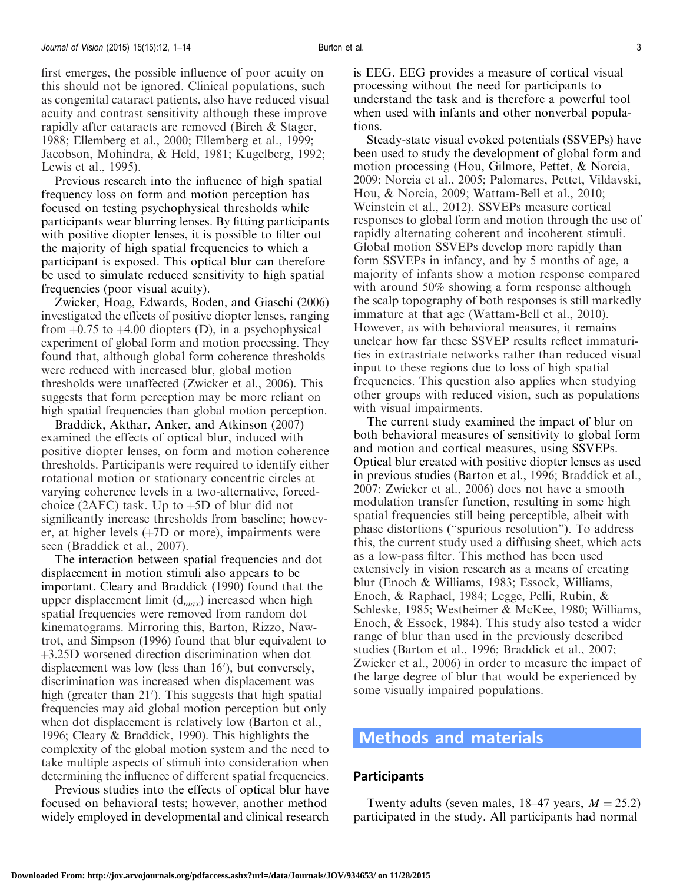first emerges, the possible influence of poor acuity on this should not be ignored. Clinical populations, such as congenital cataract patients, also have reduced visual acuity and contrast sensitivity although these improve rapidly after cataracts are removed (Birch & Stager, 1988; Ellemberg et al., 2000; Ellemberg et al., 1999; Jacobson, Mohindra, & Held, 1981; Kugelberg, 1992; Lewis et al., 1995).

Previous research into the influence of high spatial frequency loss on form and motion perception has focused on testing psychophysical thresholds while participants wear blurring lenses. By fitting participants with positive diopter lenses, it is possible to filter out the majority of high spatial frequencies to which a participant is exposed. This optical blur can therefore be used to simulate reduced sensitivity to high spatial frequencies (poor visual acuity).

Zwicker, Hoag, Edwards, Boden, and Giaschi (2006) investigated the effects of positive diopter lenses, ranging from +0.75 to +4.00 diopters (D), in a psychophysical experiment of global form and motion processing. They found that, although global form coherence thresholds were reduced with increased blur, global motion thresholds were unaffected (Zwicker et al., 2006). This suggests that form perception may be more reliant on high spatial frequencies than global motion perception.

Braddick, Akthar, Anker, and Atkinson (2007) examined the effects of optical blur, induced with positive diopter lenses, on form and motion coherence thresholds. Participants were required to identify either rotational motion or stationary concentric circles at varying coherence levels in a two-alternative, forced-choice (2AFC) task. Up to +5D of blur did not significantly increase thresholds from baseline; however, at higher levels (+7D or more), impairments were seen (Braddick et al., 2007).

The interaction between spatial frequencies and dot displacement in motion stimuli also appears to be important. Cleary and Braddick (1990) found that the upper displacement limit ($d_{max}$) increased when high spatial frequencies were removed from random dot kinematograms. Mirroring this, Barton, Rizzo, Nawtrot, and Simpson (1996) found that blur equivalent to +3.25D worsened direction discrimination when dot displacement was low (less than 16′), but conversely, discrimination was increased when displacement was high (greater than 21′). This suggests that high spatial frequencies may aid global motion perception but only when dot displacement is relatively low (Barton et al., 1996; Cleary & Braddick, 1990). This highlights the complexity of the global motion system and the need to take multiple aspects of stimuli into consideration when determining the influence of different spatial frequencies.

Previous studies into the effects of optical blur have focused on behavioral tests; however, another method widely employed in developmental and clinical research is EEG. EEG provides a measure of cortical visual processing without the need for participants to understand the task and is therefore a powerful tool when used with infants and other nonverbal populations.

Steady-state visual evoked potentials (SSVEPs) have been used to study the development of global form and motion processing (Hou, Gilmore, Pettet, & Norcia, 2009; Norcia et al., 2005; Palomares, Pettet, Vildavski, Hou, & Norcia, 2009; Wattam-Bell et al., 2010; Weinstein et al., 2012). SSVEPs measure cortical responses to global form and motion through the use of rapidly alternating coherent and incoherent stimuli. Global motion SSVEPs develop more rapidly than form SSVEPs in infancy, and by 5 months of age, a majority of infants show a motion response compared with around 50% showing a form response although the scalp topography of both responses is still markedly immature at that age (Wattam-Bell et al., 2010). However, as with behavioral measures, it remains unclear how far these SSVEP results reflect immaturities in extrastriate networks rather than reduced visual input to these regions due to loss of high spatial frequencies. This question also applies when studying other groups with reduced vision, such as populations with visual impairments.

The current study examined the impact of blur on both behavioral measures of sensitivity to global form and motion and cortical measures, using SSVEPs. Optical blur created with positive diopter lenses as used in previous studies (Barton et al., 1996; Braddick et al., 2007; Zwicker et al., 2006) does not have a smooth modulation transfer function, resulting in some high spatial frequencies still being perceptible, albeit with phase distortions ("spurious resolution"). To address this, the current study used a diffusing sheet, which acts as a low-pass filter. This method has been used extensively in vision research as a means of creating blur (Enoch & Williams, 1983; Essock, Williams, Enoch, & Raphael, 1984; Legge, Pelli, Rubin, & Schleske, 1985; Westheimer & McKee, 1980; Williams, Enoch, & Essock, 1984). This study also tested a wider range of blur than used in the previously described studies (Barton et al., 1996; Braddick et al., 2007; Zwicker et al., 2006) in order to measure the impact of the large degree of blur that would be experienced by some visually impaired populations.

## Methods and materials

### Participants

Twenty adults (seven males, 18–47 years, $M = 25.2$) participated in the study. All participants had normal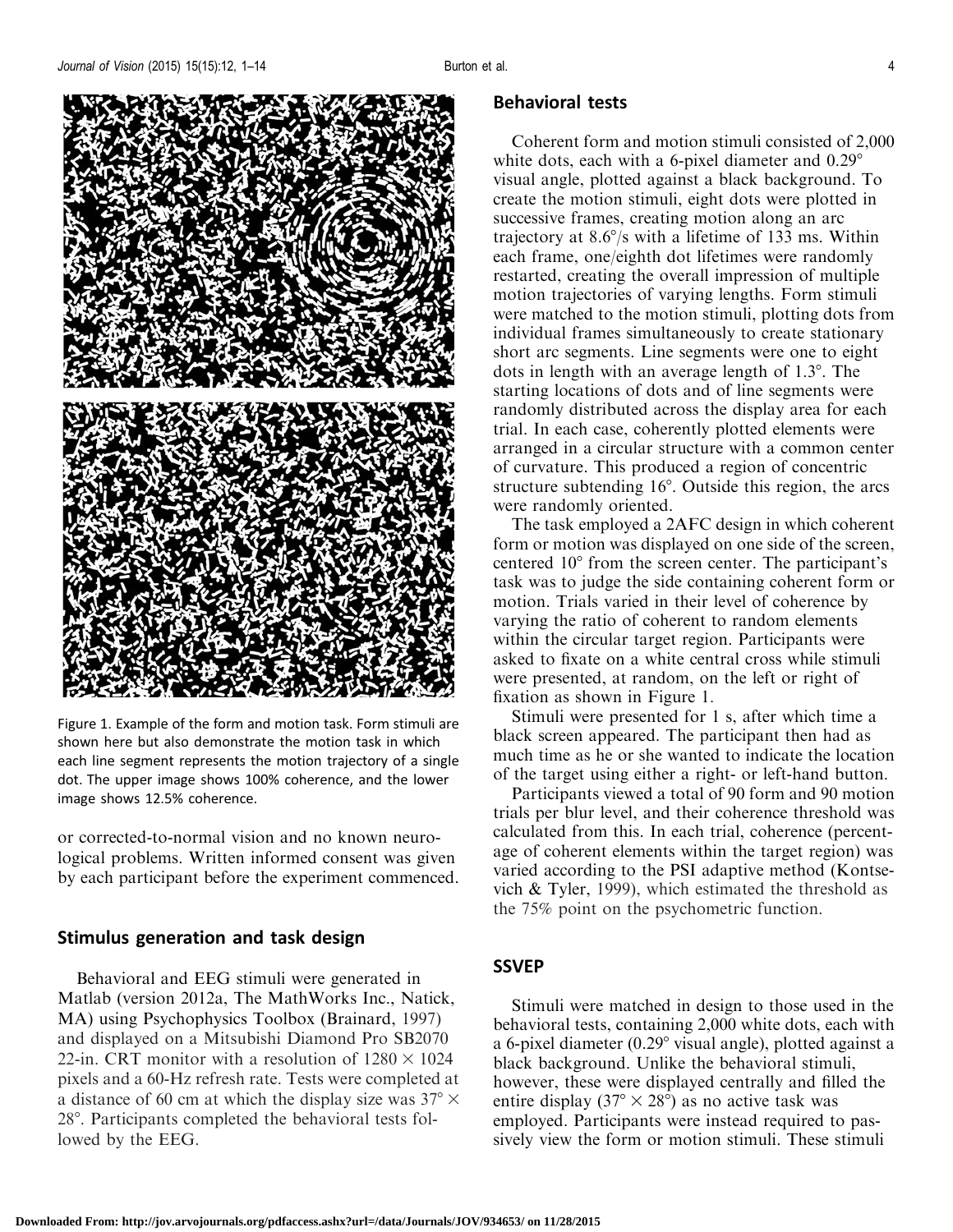Figure 1. Example of the form and motion task. Form stimuli are shown here but also demonstrate the motion task in which each line segment represents the motion trajectory of a single dot. The upper image shows 100% coherence, and the lower image shows 12.5% coherence.

or corrected-to-normal vision and no known neurological problems. Written informed consent was given by each participant before the experiment commenced.

## Stimulus generation and task design

Behavioral and EEG stimuli were generated in Matlab (version 2012a, The MathWorks Inc., Natick, MA) using Psychophysics Toolbox (Brainard, 1997) and displayed on a Mitsubishi Diamond Pro SB2070 22-in. CRT monitor with a resolution of $1280 \times 1024$ pixels and a 60-Hz refresh rate. Tests were completed at a distance of 60 cm at which the display size was $37° \times 28°$. Participants completed the behavioral tests followed by the EEG.

## Behavioral tests

Coherent form and motion stimuli consisted of 2,000 white dots, each with a 6-pixel diameter and 0.29° visual angle, plotted against a black background. To create the motion stimuli, eight dots were plotted in successive frames, creating motion along an arc trajectory at 8.6°/s with a lifetime of 133 ms. Within each frame, one/eighth dot lifetimes were randomly restarted, creating the overall impression of multiple motion trajectories of varying lengths. Form stimuli were matched to the motion stimuli, plotting dots from individual frames simultaneously to create stationary short arc segments. Line segments were one to eight dots in length with an average length of 1.3°. The starting locations of dots and of line segments were randomly distributed across the display area for each trial. In each case, coherently plotted elements were arranged in a circular structure with a common center of curvature. This produced a region of concentric structure subtending 16°. Outside this region, the arcs were randomly oriented.

The task employed a 2AFC design in which coherent form or motion was displayed on one side of the screen, centered 10° from the screen center. The participant's task was to judge the side containing coherent form or motion. Trials varied in their level of coherence by varying the ratio of coherent to random elements within the circular target region. Participants were asked to fixate on a white central cross while stimuli were presented, at random, on the left or right of fixation as shown in Figure 1.

Stimuli were presented for 1 s, after which time a black screen appeared. The participant then had as much time as he or she wanted to indicate the location of the target using either a right- or left-hand button.

Participants viewed a total of 90 form and 90 motion trials per blur level, and their coherence threshold was calculated from this. In each trial, coherence (percentage of coherent elements within the target region) was varied according to the PSI adaptive method (Kontsevich & Tyler, 1999), which estimated the threshold as the 75% point on the psychometric function.

## SSVEP

Stimuli were matched in design to those used in the behavioral tests, containing 2,000 white dots, each with a 6-pixel diameter (0.29° visual angle), plotted against a black background. Unlike the behavioral stimuli, however, these were displayed centrally and filled the entire display ($37° \times 28°$) as no active task was employed. Participants were instead required to passively view the form or motion stimuli. These stimuli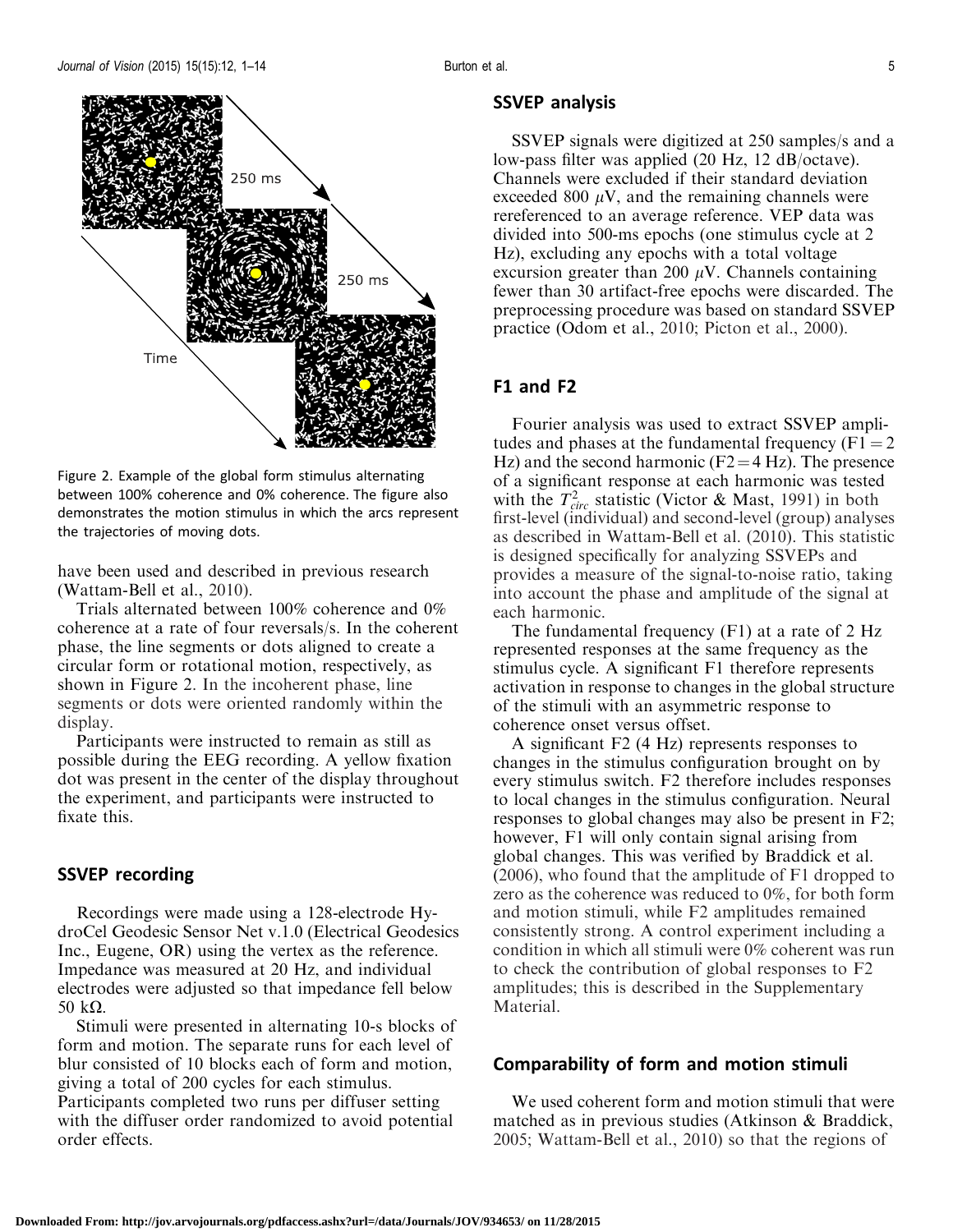Figure 2. Example of the global form stimulus alternating between 100% coherence and 0% coherence. The figure also demonstrates the motion stimulus in which the arcs represent the trajectories of moving dots.

have been used and described in previous research (Wattam-Bell et al., 2010).

Trials alternated between 100% coherence and 0% coherence at a rate of four reversals/s. In the coherent phase, the line segments or dots aligned to create a circular form or rotational motion, respectively, as shown in Figure 2. In the incoherent phase, line segments or dots were oriented randomly within the display.

Participants were instructed to remain as still as possible during the EEG recording. A yellow fixation dot was present in the center of the display throughout the experiment, and participants were instructed to fixate this.

## SSVEP recording

Recordings were made using a 128-electrode HydroCel Geodesic Sensor Net v.1.0 (Electrical Geodesics Inc., Eugene, OR) using the vertex as the reference. Impedance was measured at 20 Hz, and individual electrodes were adjusted so that impedance fell below 50 kΩ.

Stimuli were presented in alternating 10-s blocks of form and motion. The separate runs for each level of blur consisted of 10 blocks each of form and motion, giving a total of 200 cycles for each stimulus. Participants completed two runs per diffuser setting with the diffuser order randomized to avoid potential order effects.

## SSVEP analysis

SSVEP signals were digitized at 250 samples/s and a low-pass filter was applied (20 Hz, 12 dB/octave). Channels were excluded if their standard deviation exceeded 800 $\mu$V, and the remaining channels were rereferenced to an average reference. VEP data was divided into 500-ms epochs (one stimulus cycle at 2 Hz), excluding any epochs with a total voltage excursion greater than 200 $\mu$V. Channels containing fewer than 30 artifact-free epochs were discarded. The preprocessing procedure was based on standard SSVEP practice (Odom et al., 2010; Picton et al., 2000).

## F1 and F2

Fourier analysis was used to extract SSVEP amplitudes and phases at the fundamental frequency (F1 = 2 Hz) and the second harmonic (F2 = 4 Hz). The presence of a significant response at each harmonic was tested with the $T^2_{circ}$ statistic (Victor & Mast, 1991) in both first-level (individual) and second-level (group) analyses as described in Wattam-Bell et al. (2010). This statistic is designed specifically for analyzing SSVEPs and provides a measure of the signal-to-noise ratio, taking into account the phase and amplitude of the signal at each harmonic.

The fundamental frequency (F1) at a rate of 2 Hz represented responses at the same frequency as the stimulus cycle. A significant F1 therefore represents activation in response to changes in the global structure of the stimuli with an asymmetric response to coherence onset versus offset.

A significant F2 (4 Hz) represents responses to changes in the stimulus configuration brought on by every stimulus switch. F2 therefore includes responses to local changes in the stimulus configuration. Neural responses to global changes may also be present in F2; however, F1 will only contain signal arising from global changes. This was verified by Braddick et al. (2006), who found that the amplitude of F1 dropped to zero as the coherence was reduced to 0%, for both form and motion stimuli, while F2 amplitudes remained consistently strong. A control experiment including a condition in which all stimuli were 0% coherent was run to check the contribution of global responses to F2 amplitudes; this is described in the Supplementary Material.

## Comparability of form and motion stimuli

We used coherent form and motion stimuli that were matched as in previous studies (Atkinson & Braddick, 2005; Wattam-Bell et al., 2010) so that the regions of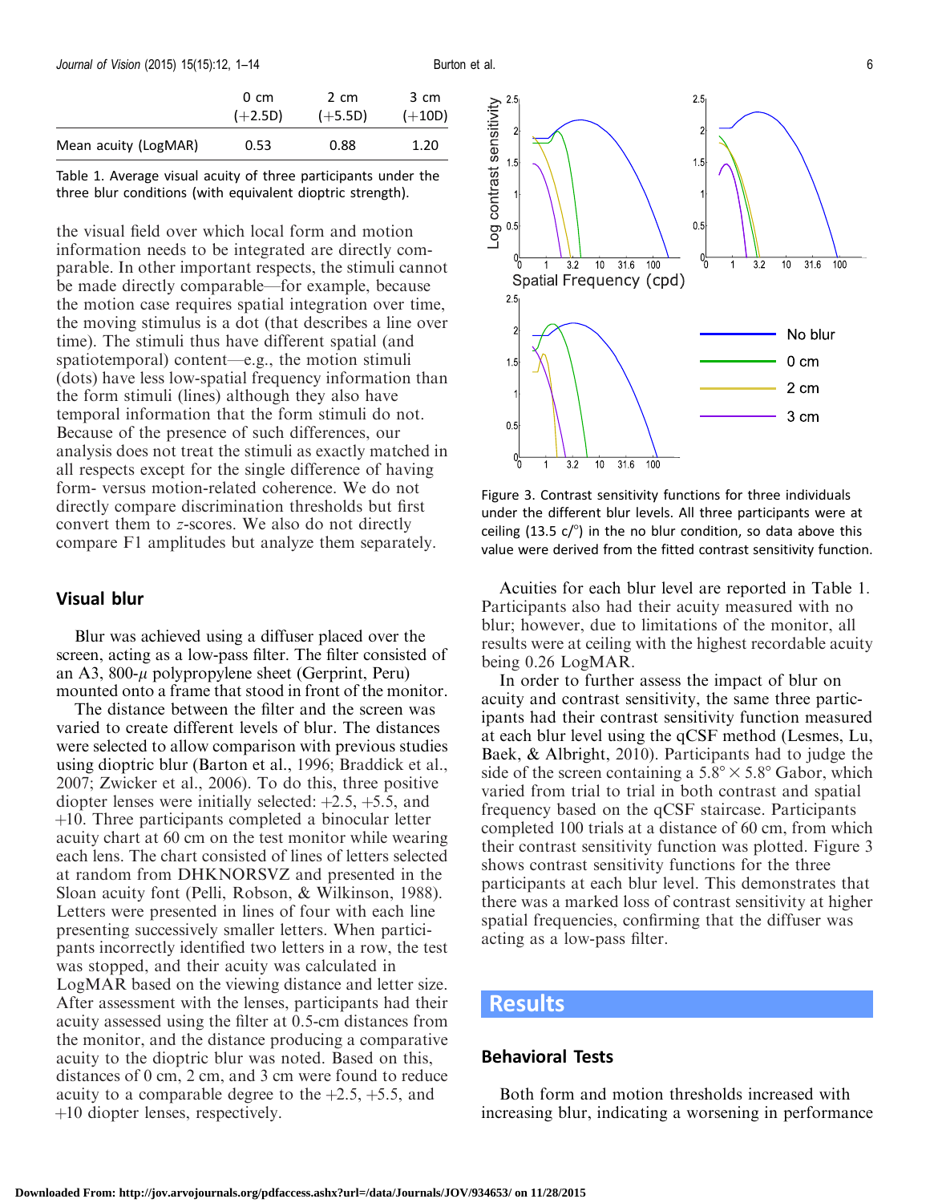| | 0 cm (+2.5D) | 2 cm (+5.5D) | 3 cm (+10D) |
|---|---|---|---|
| Mean acuity (LogMAR) | 0.53 | 0.88 | 1.20 |

Table 1. Average visual acuity of three participants under the three blur conditions (with equivalent dioptric strength).

the visual field over which local form and motion information needs to be integrated are directly comparable. In other important respects, the stimuli cannot be made directly comparable—for example, because the motion case requires spatial integration over time, the moving stimulus is a dot (that describes a line over time). The stimuli thus have different spatial (and spatiotemporal) content—e.g., the motion stimuli (dots) have less low-spatial frequency information than the form stimuli (lines) although they also have temporal information that the form stimuli do not. Because of the presence of such differences, our analysis does not treat the stimuli as exactly matched in all respects except for the single difference of having form- versus motion-related coherence. We do not directly compare discrimination thresholds but first convert them to *z*-scores. We also do not directly compare F1 amplitudes but analyze them separately.

### Visual blur

Blur was achieved using a diffuser placed over the screen, acting as a low-pass filter. The filter consisted of an A3, 800-$\mu$ polypropylene sheet (Gerprint, Peru) mounted onto a frame that stood in front of the monitor.

The distance between the filter and the screen was varied to create different levels of blur. The distances were selected to allow comparison with previous studies using dioptric blur (Barton et al., 1996; Braddick et al., 2007; Zwicker et al., 2006). To do this, three positive diopter lenses were initially selected: +2.5, +5.5, and +10. Three participants completed a binocular letter acuity chart at 60 cm on the test monitor while wearing each lens. The chart consisted of lines of letters selected at random from DHKNORSVZ and presented in the Sloan acuity font (Pelli, Robson, & Wilkinson, 1988). Letters were presented in lines of four with each line presenting successively smaller letters. When participants incorrectly identified two letters in a row, the test was stopped, and their acuity was calculated in LogMAR based on the viewing distance and letter size. After assessment with the lenses, participants had their acuity assessed using the filter at 0.5-cm distances from the monitor, and the distance producing a comparative acuity to the dioptric blur was noted. Based on this, distances of 0 cm, 2 cm, and 3 cm were found to reduce acuity to a comparable degree to the +2.5, +5.5, and +10 diopter lenses, respectively.

Figure 3. Contrast sensitivity functions for three individuals under the different blur levels. All three participants were at ceiling (13.5 c/°) in the no blur condition, so data above this value were derived from the fitted contrast sensitivity function.

Acuities for each blur level are reported in Table 1. Participants also had their acuity measured with no blur; however, due to limitations of the monitor, all results were at ceiling with the highest recordable acuity being 0.26 LogMAR.

In order to further assess the impact of blur on acuity and contrast sensitivity, the same three participants had their contrast sensitivity function measured at each blur level using the qCSF method (Lesmes, Lu, Baek, & Albright, 2010). Participants had to judge the side of the screen containing a $5.8° \times 5.8°$ Gabor, which varied from trial to trial in both contrast and spatial frequency based on the qCSF staircase. Participants completed 100 trials at a distance of 60 cm, from which their contrast sensitivity function was plotted. Figure 3 shows contrast sensitivity functions for the three participants at each blur level. This demonstrates that there was a marked loss of contrast sensitivity at higher spatial frequencies, confirming that the diffuser was acting as a low-pass filter.

## Results

### Behavioral Tests

Both form and motion thresholds increased with increasing blur, indicating a worsening in performance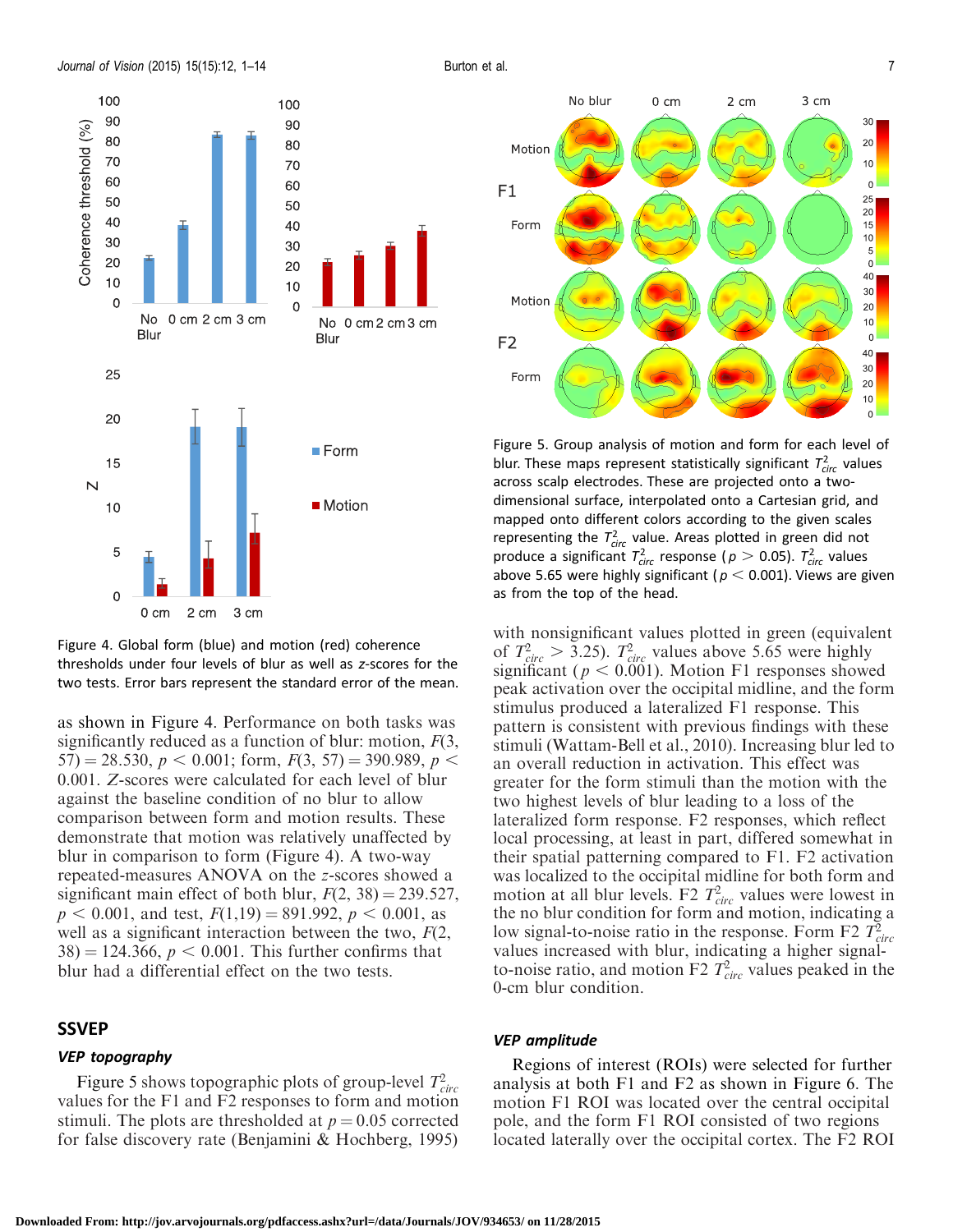Figure 4. Global form (blue) and motion (red) coherence thresholds under four levels of blur as well as *z*-scores for the two tests. Error bars represent the standard error of the mean.

as shown in Figure 4. Performance on both tasks was significantly reduced as a function of blur: motion, $F(3, 57) = 28.530$, $p < 0.001$; form, $F(3, 57) = 390.989$, $p < 0.001$. $Z$-scores were calculated for each level of blur against the baseline condition of no blur to allow comparison between form and motion results. These demonstrate that motion was relatively unaffected by blur in comparison to form (Figure 4). A two-way repeated-measures ANOVA on the $z$-scores showed a significant main effect of both blur, $F(2, 38) = 239.527$, $p < 0.001$, and test, $F(1,19) = 891.992$, $p < 0.001$, as well as a significant interaction between the two, $F(2, 38) = 124.366$, $p < 0.001$. This further confirms that blur had a differential effect on the two tests.

## SSVEP

### *VEP topography*

Figure 5 shows topographic plots of group-level $T^2_{circ}$ values for the F1 and F2 responses to form and motion stimuli. The plots are thresholded at $p = 0.05$ corrected for false discovery rate (Benjamini & Hochberg, 1995) with nonsignificant values plotted in green (equivalent of $T^2_{circ} > 3.25$). $T^2_{circ}$ values above 5.65 were highly significant ($p < 0.001$). Motion F1 responses showed peak activation over the occipital midline, and the form stimulus produced a lateralized F1 response. This pattern is consistent with previous findings with these stimuli (Wattam-Bell et al., 2010). Increasing blur led to an overall reduction in activation. This effect was greater for the form stimuli than the motion with the two highest levels of blur leading to a loss of the lateralized form response. F2 responses, which reflect local processing, at least in part, differed somewhat in their spatial patterning compared to F1. F2 activation was localized to the occipital midline for both form and motion at all blur levels. F2 $T^2_{circ}$ values were lowest in the no blur condition for form and motion, indicating a low signal-to-noise ratio in the response. Form F2 $T^2_{circ}$ values increased with blur, indicating a higher signal-to-noise ratio, and motion F2 $T^2_{circ}$ values peaked in the 0-cm blur condition.

Figure 5. Group analysis of motion and form for each level of blur. These maps represent statistically significant $T^2_{circ}$ values across scalp electrodes. These are projected onto a two-dimensional surface, interpolated onto a Cartesian grid, and mapped onto different colors according to the given scales representing the $T^2_{circ}$ value. Areas plotted in green did not produce a significant $T^2_{circ}$ response ($p > 0.05$). $T^2_{circ}$ values above 5.65 were highly significant ($p < 0.001$). Views are given as from the top of the head.

### *VEP amplitude*

Regions of interest (ROIs) were selected for further analysis at both F1 and F2 as shown in Figure 6. The motion F1 ROI was located over the central occipital pole, and the form F1 ROI consisted of two regions located laterally over the occipital cortex. The F2 ROI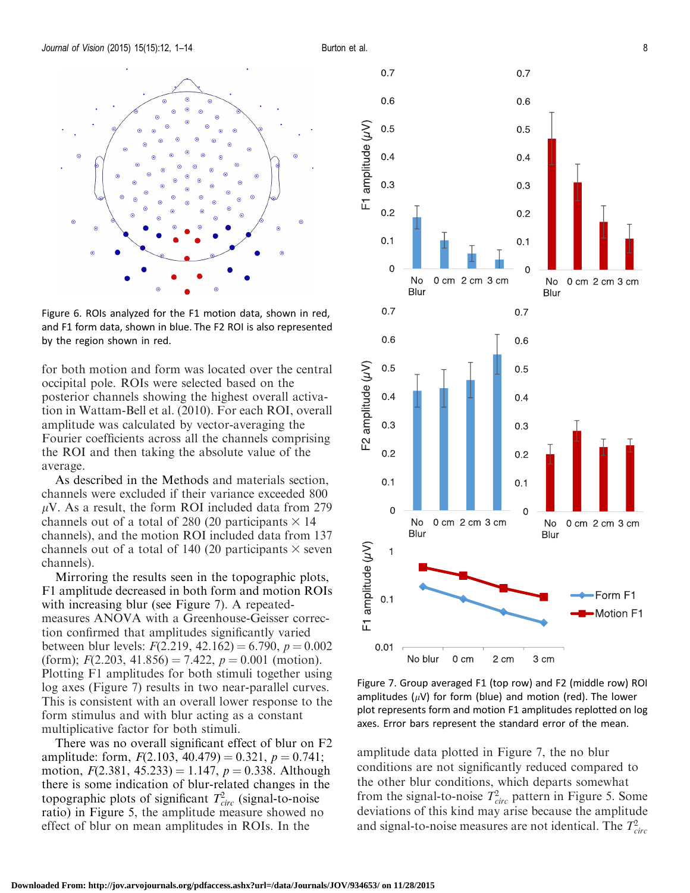Figure 6. ROIs analyzed for the F1 motion data, shown in red, and F1 form data, shown in blue. The F2 ROI is also represented by the region shown in red.

for both motion and form was located over the central occipital pole. ROIs were selected based on the posterior channels showing the highest overall activation in Wattam-Bell et al. (2010). For each ROI, overall amplitude was calculated by vector-averaging the Fourier coefficients across all the channels comprising the ROI and then taking the absolute value of the average.

As described in the Methods and materials section, channels were excluded if their variance exceeded 800 $\mu$V. As a result, the form ROI included data from 279 channels out of a total of 280 (20 participants $\times$ 14 channels), and the motion ROI included data from 137 channels out of a total of 140 (20 participants $\times$ seven channels).

Mirroring the results seen in the topographic plots, F1 amplitude decreased in both form and motion ROIs with increasing blur (see Figure 7). A repeated-measures ANOVA with a Greenhouse-Geisser correction confirmed that amplitudes significantly varied between blur levels: $F(2.219, 42.162) = 6.790$, $p = 0.002$ (form); $F(2.203, 41.856) = 7.422$, $p = 0.001$ (motion). Plotting F1 amplitudes for both stimuli together using log axes (Figure 7) results in two near-parallel curves. This is consistent with an overall lower response to the form stimulus and with blur acting as a constant multiplicative factor for both stimuli.

There was no overall significant effect of blur on F2 amplitude: form, $F(2.103, 40.479) = 0.321$, $p = 0.741$; motion, $F(2.381, 45.233) = 1.147$, $p = 0.338$. Although there is some indication of blur-related changes in the topographic plots of significant $T^2_{circ}$ (signal-to-noise ratio) in Figure 5, the amplitude measure showed no effect of blur on mean amplitudes in ROIs. In the amplitude data plotted in Figure 7, the no blur conditions are not significantly reduced compared to the other blur conditions, which departs somewhat from the signal-to-noise $T^2_{circ}$ pattern in Figure 5. Some deviations of this kind may arise because the amplitude and signal-to-noise measures are not identical. The $T^2_{circ}$

Figure 7. Group averaged F1 (top row) and F2 (middle row) ROI amplitudes ($\mu$V) for form (blue) and motion (red). The lower plot represents form and motion F1 amplitudes replotted on log axes. Error bars represent the standard error of the mean.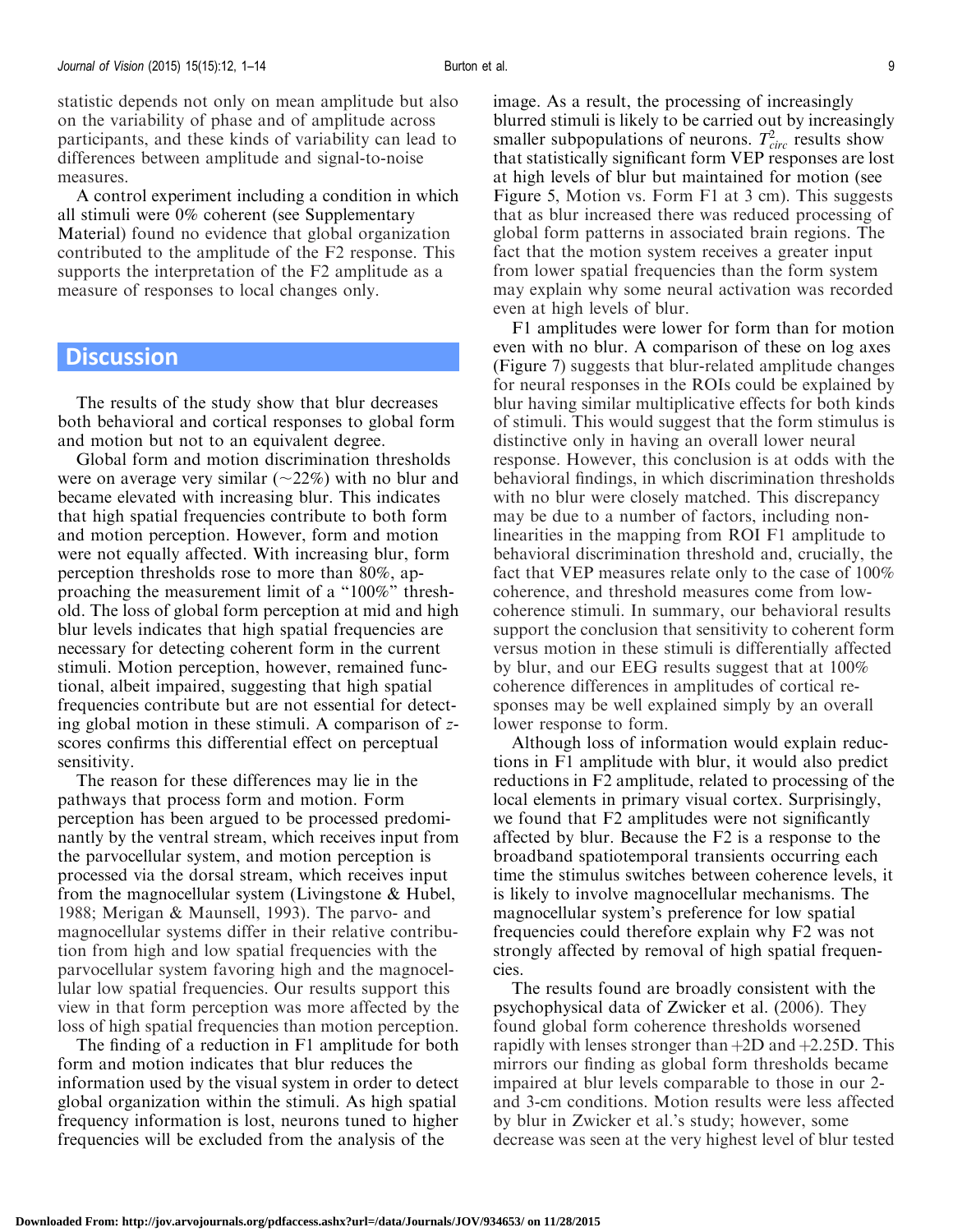statistic depends not only on mean amplitude but also on the variability of phase and of amplitude across participants, and these kinds of variability can lead to differences between amplitude and signal-to-noise measures.

A control experiment including a condition in which all stimuli were 0% coherent (see Supplementary Material) found no evidence that global organization contributed to the amplitude of the F2 response. This supports the interpretation of the F2 amplitude as a measure of responses to local changes only.

## Discussion

The results of the study show that blur decreases both behavioral and cortical responses to global form and motion but not to an equivalent degree.

Global form and motion discrimination thresholds were on average very similar (~22%) with no blur and became elevated with increasing blur. This indicates that high spatial frequencies contribute to both form and motion perception. However, form and motion were not equally affected. With increasing blur, form perception thresholds rose to more than 80%, approaching the measurement limit of a "100%" threshold. The loss of global form perception at mid and high blur levels indicates that high spatial frequencies are necessary for detecting coherent form in the current stimuli. Motion perception, however, remained functional, albeit impaired, suggesting that high spatial frequencies contribute but are not essential for detecting global motion in these stimuli. A comparison of *z*-scores confirms this differential effect on perceptual sensitivity.

The reason for these differences may lie in the pathways that process form and motion. Form perception has been argued to be processed predominantly by the ventral stream, which receives input from the parvocellular system, and motion perception is processed via the dorsal stream, which receives input from the magnocellular system (Livingstone & Hubel, 1988; Merigan & Maunsell, 1993). The parvo- and magnocellular systems differ in their relative contribution from high and low spatial frequencies with the parvocellular system favoring high and the magnocellular low spatial frequencies. Our results support this view in that form perception was more affected by the loss of high spatial frequencies than motion perception.

The finding of a reduction in F1 amplitude for both form and motion indicates that blur reduces the information used by the visual system in order to detect global organization within the stimuli. As high spatial frequency information is lost, neurons tuned to higher frequencies will be excluded from the analysis of the image. As a result, the processing of increasingly blurred stimuli is likely to be carried out by increasingly smaller subpopulations of neurons. $T^2_{circ}$ results show that statistically significant form VEP responses are lost at high levels of blur but maintained for motion (see Figure 5, Motion vs. Form F1 at 3 cm). This suggests that as blur increased there was reduced processing of global form patterns in associated brain regions. The fact that the motion system receives a greater input from lower spatial frequencies than the form system may explain why some neural activation was recorded even at high levels of blur.

F1 amplitudes were lower for form than for motion even with no blur. A comparison of these on log axes (Figure 7) suggests that blur-related amplitude changes for neural responses in the ROIs could be explained by blur having similar multiplicative effects for both kinds of stimuli. This would suggest that the form stimulus is distinctive only in having an overall lower neural response. However, this conclusion is at odds with the behavioral findings, in which discrimination thresholds with no blur were closely matched. This discrepancy may be due to a number of factors, including nonlinearities in the mapping from ROI F1 amplitude to behavioral discrimination threshold and, crucially, the fact that VEP measures relate only to the case of 100% coherence, and threshold measures come from low-coherence stimuli. In summary, our behavioral results support the conclusion that sensitivity to coherent form versus motion in these stimuli is differentially affected by blur, and our EEG results suggest that at 100% coherence differences in amplitudes of cortical responses may be well explained simply by an overall lower response to form.

Although loss of information would explain reductions in F1 amplitude with blur, it would also predict reductions in F2 amplitude, related to processing of the local elements in primary visual cortex. Surprisingly, we found that F2 amplitudes were not significantly affected by blur. Because the F2 is a response to the broadband spatiotemporal transients occurring each time the stimulus switches between coherence levels, it is likely to involve magnocellular mechanisms. The magnocellular system's preference for low spatial frequencies could therefore explain why F2 was not strongly affected by removal of high spatial frequencies.

The results found are broadly consistent with the psychophysical data of Zwicker et al. (2006). They found global form coherence thresholds worsened rapidly with lenses stronger than +2D and +2.25D. This mirrors our finding as global form thresholds became impaired at blur levels comparable to those in our 2- and 3-cm conditions. Motion results were less affected by blur in Zwicker et al.'s study; however, some decrease was seen at the very highest level of blur tested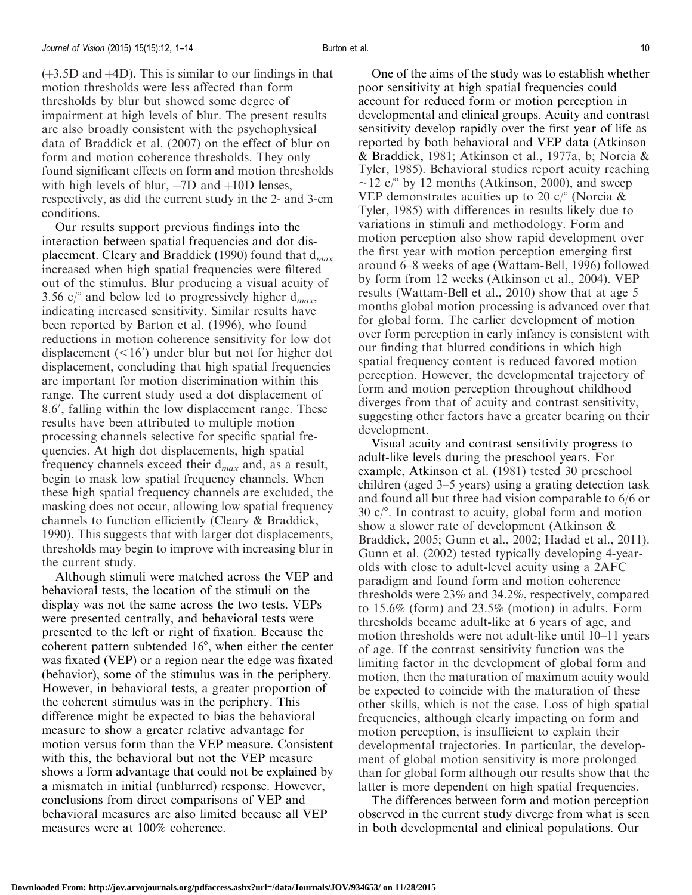(+3.5D and +4D). This is similar to our findings in that motion thresholds were less affected than form thresholds by blur but showed some degree of impairment at high levels of blur. The present results are also broadly consistent with the psychophysical data of Braddick et al. (2007) on the effect of blur on form and motion coherence thresholds. They only found significant effects on form and motion thresholds with high levels of blur, +7D and +10D lenses, respectively, as did the current study in the 2- and 3-cm conditions.

Our results support previous findings into the interaction between spatial frequencies and dot displacement. Cleary and Braddick (1990) found that $d_{max}$ increased when high spatial frequencies were filtered out of the stimulus. Blur producing a visual acuity of 3.56 c/° and below led to progressively higher $d_{max}$, indicating increased sensitivity. Similar results have been reported by Barton et al. (1996), who found reductions in motion coherence sensitivity for low dot displacement (<16′) under blur but not for higher dot displacement, concluding that high spatial frequencies are important for motion discrimination within this range. The current study used a dot displacement of 8.6′, falling within the low displacement range. These results have been attributed to multiple motion processing channels selective for specific spatial frequencies. At high dot displacements, high spatial frequency channels exceed their $d_{max}$ and, as a result, begin to mask low spatial frequency channels. When these high spatial frequency channels are excluded, the masking does not occur, allowing low spatial frequency channels to function efficiently (Cleary & Braddick, 1990). This suggests that with larger dot displacements, thresholds may begin to improve with increasing blur in the current study.

Although stimuli were matched across the VEP and behavioral tests, the location of the stimuli on the display was not the same across the two tests. VEPs were presented centrally, and behavioral tests were presented to the left or right of fixation. Because the coherent pattern subtended 16°, when either the center was fixated (VEP) or a region near the edge was fixated (behavior), some of the stimulus was in the periphery. However, in behavioral tests, a greater proportion of the coherent stimulus was in the periphery. This difference might be expected to bias the behavioral measure to show a greater relative advantage for motion versus form than the VEP measure. Consistent with this, the behavioral but not the VEP measure shows a form advantage that could not be explained by a mismatch in initial (unblurred) response. However, conclusions from direct comparisons of VEP and behavioral measures are also limited because all VEP measures were at 100% coherence.

One of the aims of the study was to establish whether poor sensitivity at high spatial frequencies could account for reduced form or motion perception in developmental and clinical groups. Acuity and contrast sensitivity develop rapidly over the first year of life as reported by both behavioral and VEP data (Atkinson & Braddick, 1981; Atkinson et al., 1977a, b; Norcia & Tyler, 1985). Behavioral studies report acuity reaching ~12 c/° by 12 months (Atkinson, 2000), and sweep VEP demonstrates acuities up to 20 c/° (Norcia & Tyler, 1985) with differences in results likely due to variations in stimuli and methodology. Form and motion perception also show rapid development over the first year with motion perception emerging first around 6–8 weeks of age (Wattam-Bell, 1996) followed by form from 12 weeks (Atkinson et al., 2004). VEP results (Wattam-Bell et al., 2010) show that at age 5 months global motion processing is advanced over that for global form. The earlier development of motion over form perception in early infancy is consistent with our finding that blurred conditions in which high spatial frequency content is reduced favored motion perception. However, the developmental trajectory of form and motion perception throughout childhood diverges from that of acuity and contrast sensitivity, suggesting other factors have a greater bearing on their development.

Visual acuity and contrast sensitivity progress to adult-like levels during the preschool years. For example, Atkinson et al. (1981) tested 30 preschool children (aged 3–5 years) using a grating detection task and found all but three had vision comparable to 6/6 or 30 c/°. In contrast to acuity, global form and motion show a slower rate of development (Atkinson & Braddick, 2005; Gunn et al., 2002; Hadad et al., 2011). Gunn et al. (2002) tested typically developing 4-year-olds with close to adult-level acuity using a 2AFC paradigm and found form and motion coherence thresholds were 23% and 34.2%, respectively, compared to 15.6% (form) and 23.5% (motion) in adults. Form thresholds became adult-like at 6 years of age, and motion thresholds were not adult-like until 10–11 years of age. If the contrast sensitivity function was the limiting factor in the development of global form and motion, then the maturation of maximum acuity would be expected to coincide with the maturation of these other skills, which is not the case. Loss of high spatial frequencies, although clearly impacting on form and motion perception, is insufficient to explain their developmental trajectories. In particular, the development of global motion sensitivity is more prolonged than for global form although our results show that the latter is more dependent on high spatial frequencies.

The differences between form and motion perception observed in the current study diverge from what is seen in both developmental and clinical populations. Our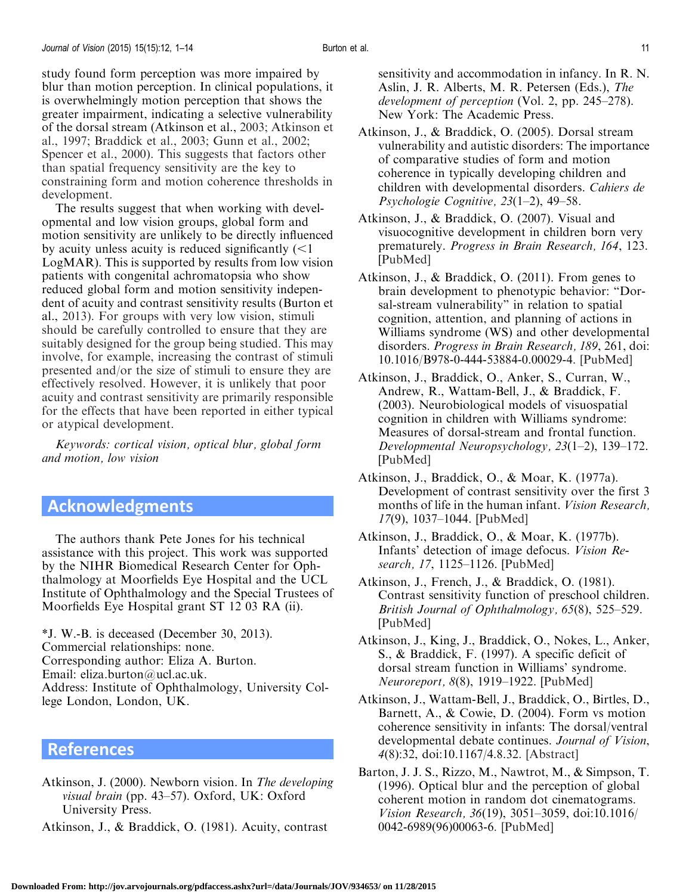study found form perception was more impaired by blur than motion perception. In clinical populations, it is overwhelmingly motion perception that shows the greater impairment, indicating a selective vulnerability of the dorsal stream (Atkinson et al., 2003; Atkinson et al., 1997; Braddick et al., 2003; Gunn et al., 2002; Spencer et al., 2000). This suggests that factors other than spatial frequency sensitivity are the key to constraining form and motion coherence thresholds in development.

The results suggest that when working with developmental and low vision groups, global form and motion sensitivity are unlikely to be directly influenced by acuity unless acuity is reduced significantly (<1 LogMAR). This is supported by results from low vision patients with congenital achromatopsia who show reduced global form and motion sensitivity independent of acuity and contrast sensitivity results (Burton et al., 2013). For groups with very low vision, stimuli should be carefully controlled to ensure that they are suitably designed for the group being studied. This may involve, for example, increasing the contrast of stimuli presented and/or the size of stimuli to ensure they are effectively resolved. However, it is unlikely that poor acuity and contrast sensitivity are primarily responsible for the effects that have been reported in either typical or atypical development.

*Keywords: cortical vision, optical blur, global form and motion, low vision*

## Acknowledgments

The authors thank Pete Jones for his technical assistance with this project. This work was supported by the NIHR Biomedical Research Center for Ophthalmology at Moorfields Eye Hospital and the UCL Institute of Ophthalmology and the Special Trustees of Moorfields Eye Hospital grant ST 12 03 RA (ii).

*J. W.-B. is deceased (December 30, 2013).
Commercial relationships: none.
Corresponding author: Eliza A. Burton.
Email: eliza.burton@ucl.ac.uk.
Address: Institute of Ophthalmology, University College London, London, UK.

## References

Atkinson, J. (2000). Newborn vision. In *The developing visual brain* (pp. 43–57). Oxford, UK: Oxford University Press.

Atkinson, J., & Braddick, O. (1981). Acuity, contrast sensitivity and accommodation in infancy. In R. N. Aslin, J. R. Alberts, M. R. Petersen (Eds.), *The development of perception* (Vol. 2, pp. 245–278). New York: The Academic Press.

Atkinson, J., & Braddick, O. (2005). Dorsal stream vulnerability and autistic disorders: The importance of comparative studies of form and motion coherence in typically developing children and children with developmental disorders. *Cahiers de Psychologie Cognitive, 23*(1–2), 49–58.

Atkinson, J., & Braddick, O. (2007). Visual and visuocognitive development in children born very prematurely. *Progress in Brain Research, 164*, 123. [PubMed]

Atkinson, J., & Braddick, O. (2011). From genes to brain development to phenotypic behavior: "Dorsal-stream vulnerability" in relation to spatial cognition, attention, and planning of actions in Williams syndrome (WS) and other developmental disorders. *Progress in Brain Research, 189*, 261, doi:10.1016/B978-0-444-53884-0.00029-4. [PubMed]

Atkinson, J., Braddick, O., Anker, S., Curran, W., Andrew, R., Wattam-Bell, J., & Braddick, F. (2003). Neurobiological models of visuospatial cognition in children with Williams syndrome: Measures of dorsal-stream and frontal function. *Developmental Neuropsychology, 23*(1–2), 139–172. [PubMed]

Atkinson, J., Braddick, O., & Moar, K. (1977a). Development of contrast sensitivity over the first 3 months of life in the human infant. *Vision Research, 17*(9), 1037–1044. [PubMed]

Atkinson, J., Braddick, O., & Moar, K. (1977b). Infants' detection of image defocus. *Vision Research, 17*, 1125–1126. [PubMed]

Atkinson, J., French, J., & Braddick, O. (1981). Contrast sensitivity function of preschool children. *British Journal of Ophthalmology, 65*(8), 525–529. [PubMed]

Atkinson, J., King, J., Braddick, O., Nokes, L., Anker, S., & Braddick, F. (1997). A specific deficit of dorsal stream function in Williams' syndrome. *Neuroreport, 8*(8), 1919–1922. [PubMed]

Atkinson, J., Wattam-Bell, J., Braddick, O., Birtles, D., Barnett, A., & Cowie, D. (2004). Form vs motion coherence sensitivity in infants: The dorsal/ventral developmental debate continues. *Journal of Vision, 4*(8):32, doi:10.1167/4.8.32. [Abstract]

Barton, J. J. S., Rizzo, M., Nawtrot, M., & Simpson, T. (1996). Optical blur and the perception of global coherent motion in random dot cinematograms. *Vision Research, 36*(19), 3051–3059, doi:10.1016/0042-6989(96)00063-6. [PubMed]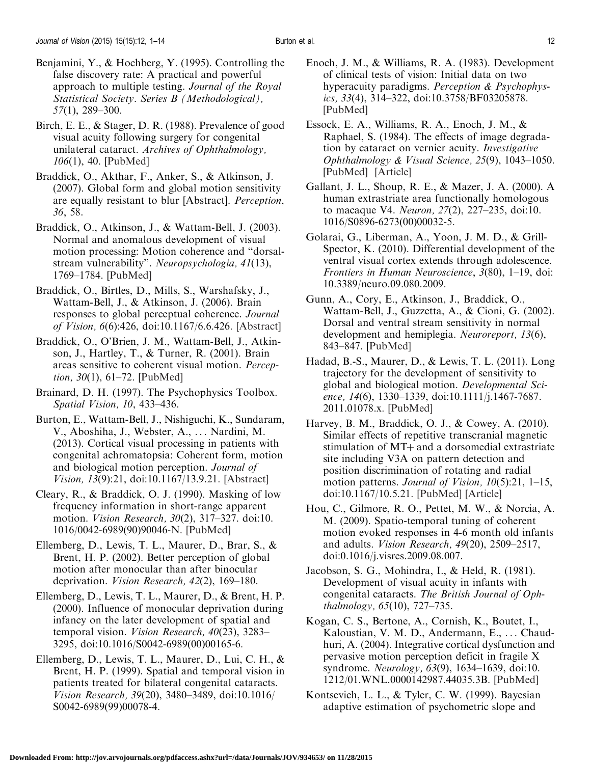Benjamini, Y., & Hochberg, Y. (1995). Controlling the false discovery rate: A practical and powerful approach to multiple testing. *Journal of the Royal Statistical Society. Series B (Methodological), 57*(1), 289–300.

Birch, E. E., & Stager, D. R. (1988). Prevalence of good visual acuity following surgery for congenital unilateral cataract. *Archives of Ophthalmology, 106*(1), 40. [PubMed]

Braddick, O., Akthar, F., Anker, S., & Atkinson, J. (2007). Global form and global motion sensitivity are equally resistant to blur [Abstract]. *Perception, 36*, 58.

Braddick, O., Atkinson, J., & Wattam-Bell, J. (2003). Normal and anomalous development of visual motion processing: Motion coherence and "dorsal-stream vulnerability". *Neuropsychologia, 41*(13), 1769–1784. [PubMed]

Braddick, O., Birtles, D., Mills, S., Warshafsky, J., Wattam-Bell, J., & Atkinson, J. (2006). Brain responses to global perceptual coherence. *Journal of Vision, 6*(6):426, doi:10.1167/6.6.426. [Abstract]

Braddick, O., O'Brien, J. M., Wattam-Bell, J., Atkinson, J., Hartley, T., & Turner, R. (2001). Brain areas sensitive to coherent visual motion. *Perception, 30*(1), 61–72. [PubMed]

Brainard, D. H. (1997). The Psychophysics Toolbox. *Spatial Vision, 10*, 433–436.

Burton, E., Wattam-Bell, J., Nishiguchi, K., Sundaram, V., Aboshiha, J., Webster, A., … Nardini, M. (2013). Cortical visual processing in patients with congenital achromatopsia: Coherent form, motion and biological motion perception. *Journal of Vision, 13*(9):21, doi:10.1167/13.9.21. [Abstract]

Cleary, R., & Braddick, O. J. (1990). Masking of low frequency information in short-range apparent motion. *Vision Research, 30*(2), 317–327. doi:10.1016/0042-6989(90)90046-N. [PubMed]

Ellemberg, D., Lewis, T. L., Maurer, D., Brar, S., & Brent, H. P. (2002). Better perception of global motion after monocular than after binocular deprivation. *Vision Research, 42*(2), 169–180.

Ellemberg, D., Lewis, T. L., Maurer, D., & Brent, H. P. (2000). Influence of monocular deprivation during infancy on the later development of spatial and temporal vision. *Vision Research, 40*(23), 3283–3295, doi:10.1016/S0042-6989(00)00165-6.

Ellemberg, D., Lewis, T. L., Maurer, D., Lui, C. H., & Brent, H. P. (1999). Spatial and temporal vision in patients treated for bilateral congenital cataracts. *Vision Research, 39*(20), 3480–3489, doi:10.1016/S0042-6989(99)00078-4.

Enoch, J. M., & Williams, R. A. (1983). Development of clinical tests of vision: Initial data on two hyperacuity paradigms. *Perception & Psychophysics, 33*(4), 314–322, doi:10.3758/BF03205878. [PubMed]

Essock, E. A., Williams, R. A., Enoch, J. M., & Raphael, S. (1984). The effects of image degradation by cataract on vernier acuity. *Investigative Ophthalmology & Visual Science, 25*(9), 1043–1050. [PubMed] [Article]

Gallant, J. L., Shoup, R. E., & Mazer, J. A. (2000). A human extrastriate area functionally homologous to macaque V4. *Neuron, 27*(2), 227–235, doi:10.1016/S0896-6273(00)00032-5.

Golarai, G., Liberman, A., Yoon, J. M. D., & Grill-Spector, K. (2010). Differential development of the ventral visual cortex extends through adolescence. *Frontiers in Human Neuroscience, 3*(80), 1–19, doi:10.3389/neuro.09.080.2009.

Gunn, A., Cory, E., Atkinson, J., Braddick, O., Wattam-Bell, J., Guzzetta, A., & Cioni, G. (2002). Dorsal and ventral stream sensitivity in normal development and hemiplegia. *Neuroreport, 13*(6), 843–847. [PubMed]

Hadad, B.-S., Maurer, D., & Lewis, T. L. (2011). Long trajectory for the development of sensitivity to global and biological motion. *Developmental Science, 14*(6), 1330–1339, doi:10.1111/j.1467-7687.2011.01078.x. [PubMed]

Harvey, B. M., Braddick, O. J., & Cowey, A. (2010). Similar effects of repetitive transcranial magnetic stimulation of MT+ and a dorsomedial extrastriate site including V3A on pattern detection and position discrimination of rotating and radial motion patterns. *Journal of Vision, 10*(5):21, 1–15, doi:10.1167/10.5.21. [PubMed] [Article]

Hou, C., Gilmore, R. O., Pettet, M. W., & Norcia, A. M. (2009). Spatio-temporal tuning of coherent motion evoked responses in 4-6 month old infants and adults. *Vision Research, 49*(20), 2509–2517, doi:0.1016/j.visres.2009.08.007.

Jacobson, S. G., Mohindra, I., & Held, R. (1981). Development of visual acuity in infants with congenital cataracts. *The British Journal of Ophthalmology, 65*(10), 727–735.

Kogan, C. S., Bertone, A., Cornish, K., Boutet, I., Kaloustian, V. M. D., Andermann, E., … Chaudhuri, A. (2004). Integrative cortical dysfunction and pervasive motion perception deficit in fragile X syndrome. *Neurology, 63*(9), 1634–1639, doi:10.1212/01.WNL.0000142987.44035.3B. [PubMed]

Kontsevich, L. L., & Tyler, C. W. (1999). Bayesian adaptive estimation of psychometric slope and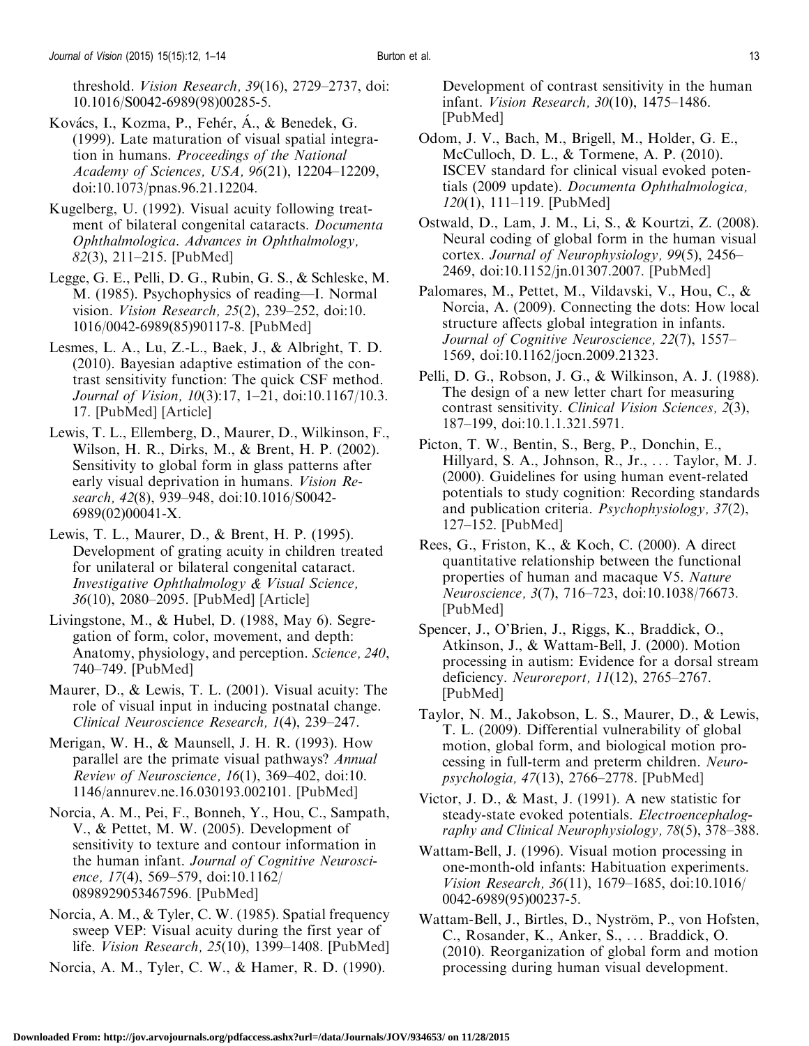threshold. *Vision Research, 39*(16), 2729–2737, doi: 10.1016/S0042-6989(98)00285-5.

Kovács, I., Kozma, P., Fehér, Á., & Benedek, G. (1999). Late maturation of visual spatial integration in humans. *Proceedings of the National Academy of Sciences, USA, 96*(21), 12204–12209, doi:10.1073/pnas.96.21.12204.

Kugelberg, U. (1992). Visual acuity following treatment of bilateral congenital cataracts. *Documenta Ophthalmologica. Advances in Ophthalmology, 82*(3), 211–215. [PubMed]

Legge, G. E., Pelli, D. G., Rubin, G. S., & Schleske, M. M. (1985). Psychophysics of reading—I. Normal vision. *Vision Research, 25*(2), 239–252, doi:10.1016/0042-6989(85)90117-8. [PubMed]

Lesmes, L. A., Lu, Z.-L., Baek, J., & Albright, T. D. (2010). Bayesian adaptive estimation of the contrast sensitivity function: The quick CSF method. *Journal of Vision, 10*(3):17, 1–21, doi:10.1167/10.3.17. [PubMed] [Article]

Lewis, T. L., Ellemberg, D., Maurer, D., Wilkinson, F., Wilson, H. R., Dirks, M., & Brent, H. P. (2002). Sensitivity to global form in glass patterns after early visual deprivation in humans. *Vision Research, 42*(8), 939–948, doi:10.1016/S0042-6989(02)00041-X.

Lewis, T. L., Maurer, D., & Brent, H. P. (1995). Development of grating acuity in children treated for unilateral or bilateral congenital cataract. *Investigative Ophthalmology & Visual Science, 36*(10), 2080–2095. [PubMed] [Article]

Livingstone, M., & Hubel, D. (1988, May 6). Segregation of form, color, movement, and depth: Anatomy, physiology, and perception. *Science, 240*, 740–749. [PubMed]

Maurer, D., & Lewis, T. L. (2001). Visual acuity: The role of visual input in inducing postnatal change. *Clinical Neuroscience Research, 1*(4), 239–247.

Merigan, W. H., & Maunsell, J. H. R. (1993). How parallel are the primate visual pathways? *Annual Review of Neuroscience, 16*(1), 369–402, doi:10.1146/annurev.ne.16.030193.002101. [PubMed]

Norcia, A. M., Pei, F., Bonneh, Y., Hou, C., Sampath, V., & Pettet, M. W. (2005). Development of sensitivity to texture and contour information in the human infant. *Journal of Cognitive Neuroscience, 17*(4), 569–579, doi:10.1162/0898929053467596. [PubMed]

Norcia, A. M., & Tyler, C. W. (1985). Spatial frequency sweep VEP: Visual acuity during the first year of life. *Vision Research, 25*(10), 1399–1408. [PubMed]

Norcia, A. M., Tyler, C. W., & Hamer, R. D. (1990). Development of contrast sensitivity in the human infant. *Vision Research, 30*(10), 1475–1486. [PubMed]

Odom, J. V., Bach, M., Brigell, M., Holder, G. E., McCulloch, D. L., & Tormene, A. P. (2010). ISCEV standard for clinical visual evoked potentials (2009 update). *Documenta Ophthalmologica, 120*(1), 111–119. [PubMed]

Ostwald, D., Lam, J. M., Li, S., & Kourtzi, Z. (2008). Neural coding of global form in the human visual cortex. *Journal of Neurophysiology, 99*(5), 2456–2469, doi:10.1152/jn.01307.2007. [PubMed]

Palomares, M., Pettet, M., Vildavski, V., Hou, C., & Norcia, A. (2009). Connecting the dots: How local structure affects global integration in infants. *Journal of Cognitive Neuroscience, 22*(7), 1557–1569, doi:10.1162/jocn.2009.21323.

Pelli, D. G., Robson, J. G., & Wilkinson, A. J. (1988). The design of a new letter chart for measuring contrast sensitivity. *Clinical Vision Sciences, 2*(3), 187–199, doi:10.1.1.321.5971.

Picton, T. W., Bentin, S., Berg, P., Donchin, E., Hillyard, S. A., Johnson, R., Jr., … Taylor, M. J. (2000). Guidelines for using human event-related potentials to study cognition: Recording standards and publication criteria. *Psychophysiology, 37*(2), 127–152. [PubMed]

Rees, G., Friston, K., & Koch, C. (2000). A direct quantitative relationship between the functional properties of human and macaque V5. *Nature Neuroscience, 3*(7), 716–723, doi:10.1038/76673. [PubMed]

Spencer, J., O'Brien, J., Riggs, K., Braddick, O., Atkinson, J., & Wattam-Bell, J. (2000). Motion processing in autism: Evidence for a dorsal stream deficiency. *Neuroreport, 11*(12), 2765–2767. [PubMed]

Taylor, N. M., Jakobson, L. S., Maurer, D., & Lewis, T. L. (2009). Differential vulnerability of global motion, global form, and biological motion processing in full-term and preterm children. *Neuropsychologia, 47*(13), 2766–2778. [PubMed]

Victor, J. D., & Mast, J. (1991). A new statistic for steady-state evoked potentials. *Electroencephalography and Clinical Neurophysiology, 78*(5), 378–388.

Wattam-Bell, J. (1996). Visual motion processing in one-month-old infants: Habituation experiments. *Vision Research, 36*(11), 1679–1685, doi:10.1016/0042-6989(95)00237-5.

Wattam-Bell, J., Birtles, D., Nyström, P., von Hofsten, C., Rosander, K., Anker, S., … Braddick, O. (2010). Reorganization of global form and motion processing during human visual development.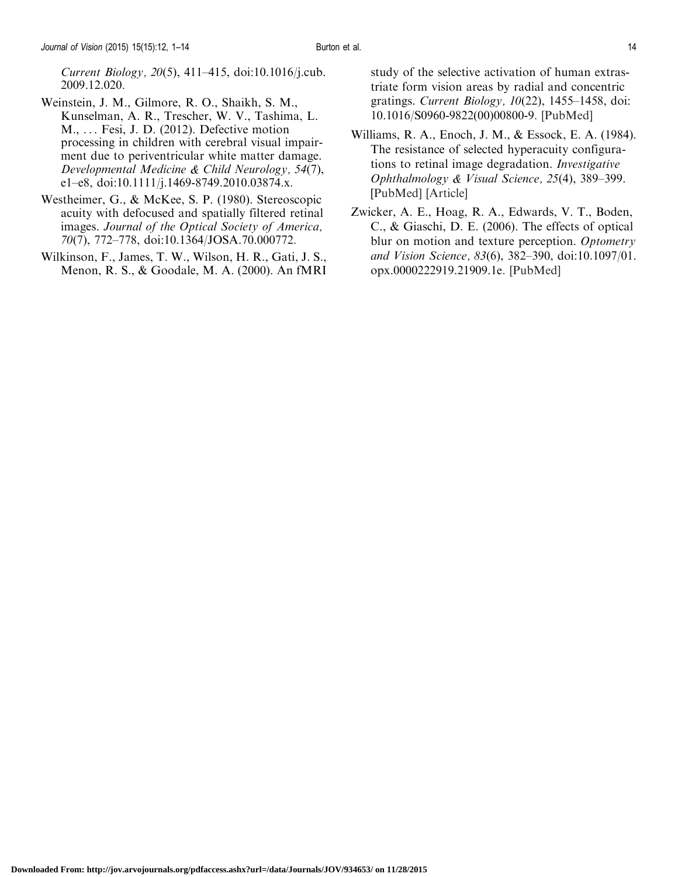*Current Biology, 20*(5), 411–415, doi:10.1016/j.cub.2009.12.020.

Weinstein, J. M., Gilmore, R. O., Shaikh, S. M., Kunselman, A. R., Trescher, W. V., Tashima, L. M., … Fesi, J. D. (2012). Defective motion processing in children with cerebral visual impairment due to periventricular white matter damage. *Developmental Medicine & Child Neurology, 54*(7), e1–e8, doi:10.1111/j.1469-8749.2010.03874.x.

Westheimer, G., & McKee, S. P. (1980). Stereoscopic acuity with defocused and spatially filtered retinal images. *Journal of the Optical Society of America, 70*(7), 772–778, doi:10.1364/JOSA.70.000772.

Wilkinson, F., James, T. W., Wilson, H. R., Gati, J. S., Menon, R. S., & Goodale, M. A. (2000). An fMRI study of the selective activation of human extrastriate form vision areas by radial and concentric gratings. *Current Biology, 10*(22), 1455–1458, doi:10.1016/S0960-9822(00)00800-9. [PubMed]

Williams, R. A., Enoch, J. M., & Essock, E. A. (1984). The resistance of selected hyperacuity configurations to retinal image degradation. *Investigative Ophthalmology & Visual Science, 25*(4), 389–399. [PubMed] [Article]

Zwicker, A. E., Hoag, R. A., Edwards, V. T., Boden, C., & Giaschi, D. E. (2006). The effects of optical blur on motion and texture perception. *Optometry and Vision Science, 83*(6), 382–390, doi:10.1097/01.opx.0000222919.21909.1e. [PubMed]